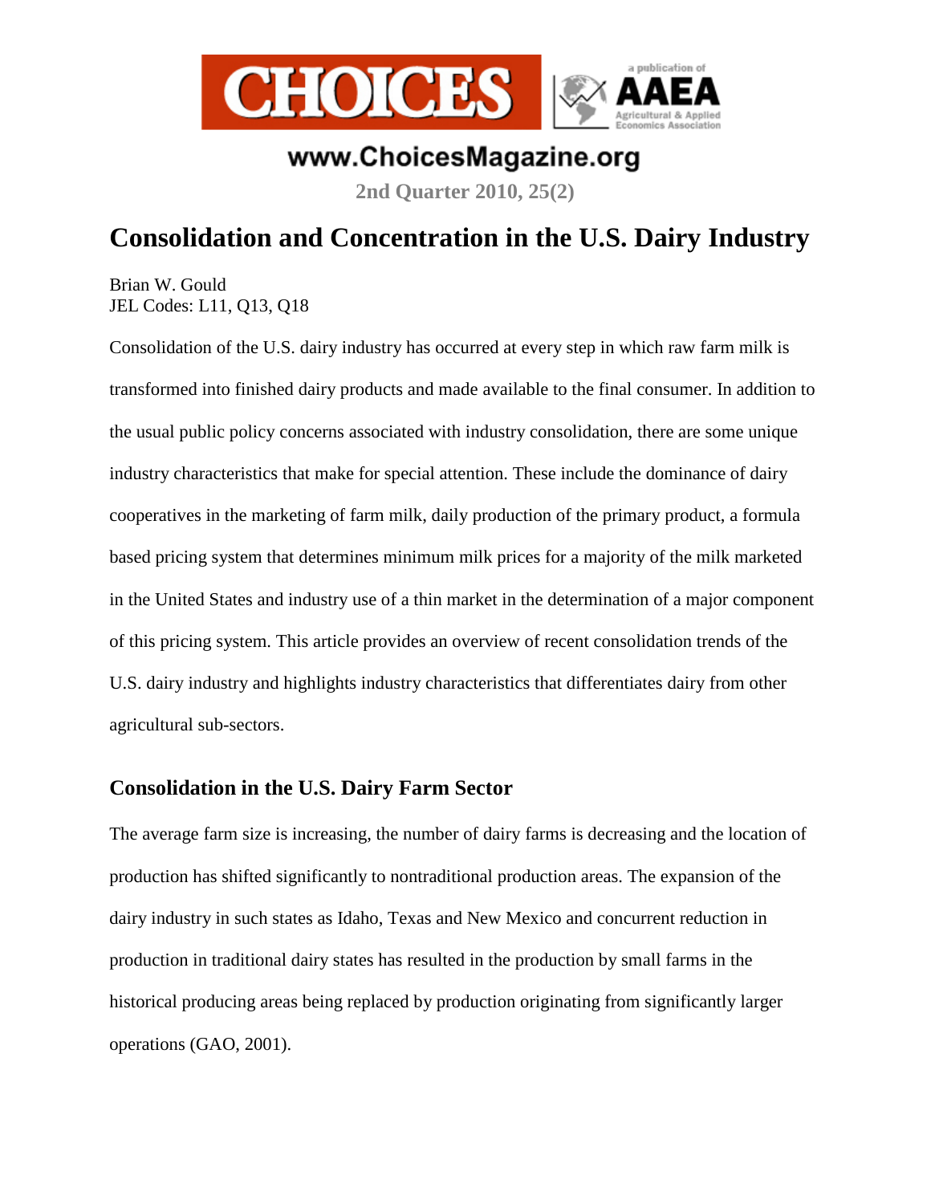www.ChoicesMagazine.org

2nd Quarter 2010, 25(2)

# Consolidation and Concentration in the U.S. Dairy Industry

Brian W. Gould
JEL Codes: L11, Q13, Q18

Consolidation of the U.S. dairy industry has occurred at every step in which raw farm milk is transformed into finished dairy products and made available to the final consumer. In addition to the usual public policy concerns associated with industry consolidation, there are some unique industry characteristics that make for special attention. These include the dominance of dairy cooperatives in the marketing of farm milk, daily production of the primary product, a formula based pricing system that determines minimum milk prices for a majority of the milk marketed in the United States and industry use of a thin market in the determination of a major component of this pricing system. This article provides an overview of recent consolidation trends of the U.S. dairy industry and highlights industry characteristics that differentiates dairy from other agricultural sub-sectors.

## Consolidation in the U.S. Dairy Farm Sector

The average farm size is increasing, the number of dairy farms is decreasing and the location of production has shifted significantly to nontraditional production areas. The expansion of the dairy industry in such states as Idaho, Texas and New Mexico and concurrent reduction in production in traditional dairy states has resulted in the production by small farms in the historical producing areas being replaced by production originating from significantly larger operations (GAO, 2001).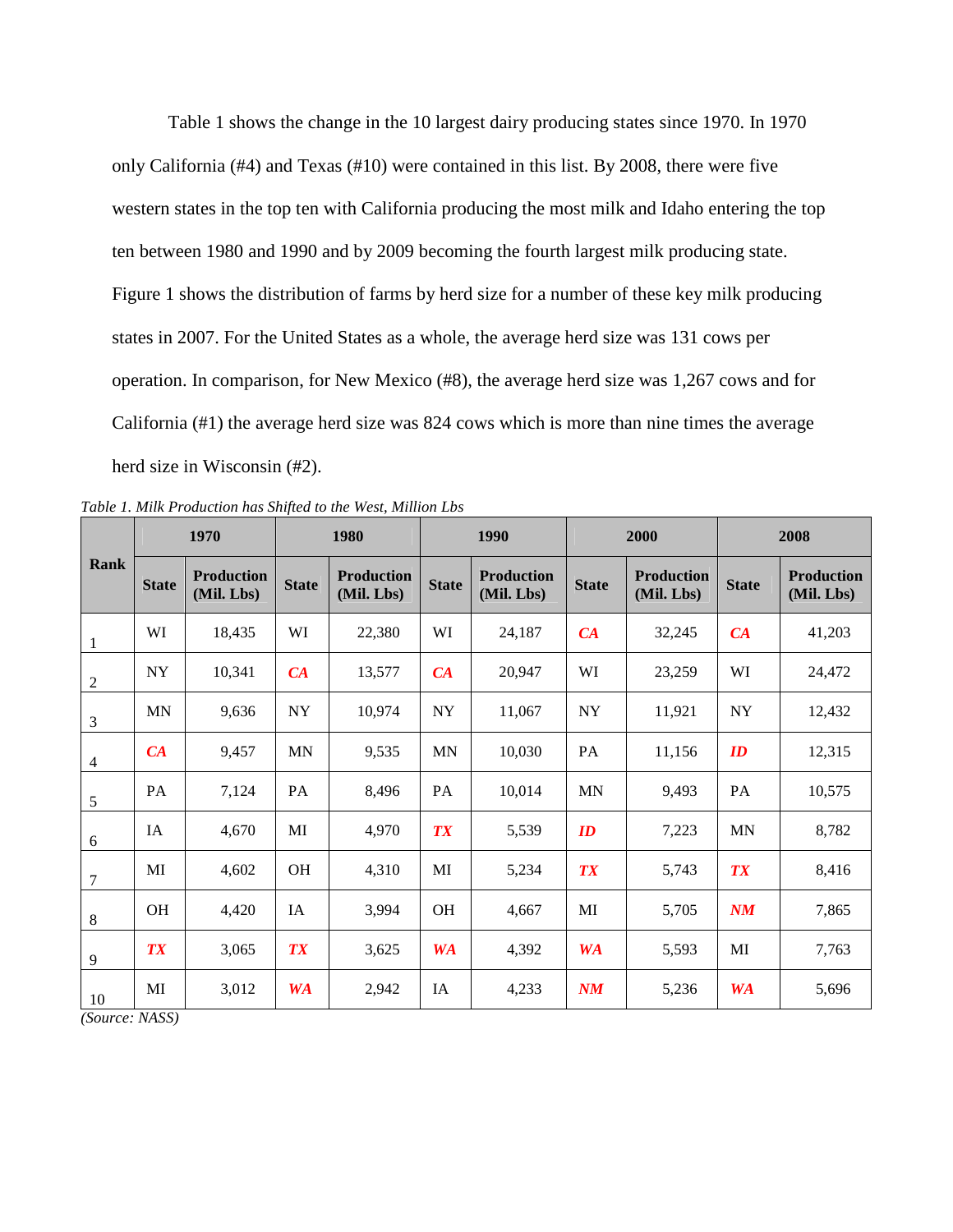Table 1 shows the change in the 10 largest dairy producing states since 1970. In 1970 only California (#4) and Texas (#10) were contained in this list. By 2008, there were five western states in the top ten with California producing the most milk and Idaho entering the top ten between 1980 and 1990 and by 2009 becoming the fourth largest milk producing state. Figure 1 shows the distribution of farms by herd size for a number of these key milk producing states in 2007. For the United States as a whole, the average herd size was 131 cows per operation. In comparison, for New Mexico (#8), the average herd size was 1,267 cows and for California (#1) the average herd size was 824 cows which is more than nine times the average herd size in Wisconsin (#2).

*Table 1. Milk Production has Shifted to the West, Million Lbs*

| Rank | 1970 | | 1980 | | 1990 | | 2000 | | 2008 | |
|---|---|---|---|---|---|---|---|---|---|---|
| | **State** | **Production (Mil. Lbs)** | **State** | **Production (Mil. Lbs)** | **State** | **Production (Mil. Lbs)** | **State** | **Production (Mil. Lbs)** | **State** | **Production (Mil. Lbs)** |
| 1 | WI | 18,435 | WI | 22,380 | WI | 24,187 | ***CA*** | 32,245 | ***CA*** | 41,203 |
| 2 | NY | 10,341 | ***CA*** | 13,577 | ***CA*** | 20,947 | WI | 23,259 | WI | 24,472 |
| 3 | MN | 9,636 | NY | 10,974 | NY | 11,067 | NY | 11,921 | NY | 12,432 |
| 4 | ***CA*** | 9,457 | MN | 9,535 | MN | 10,030 | PA | 11,156 | ***ID*** | 12,315 |
| 5 | PA | 7,124 | PA | 8,496 | PA | 10,014 | MN | 9,493 | PA | 10,575 |
| 6 | IA | 4,670 | MI | 4,970 | ***TX*** | 5,539 | ***ID*** | 7,223 | MN | 8,782 |
| 7 | MI | 4,602 | OH | 4,310 | MI | 5,234 | ***TX*** | 5,743 | ***TX*** | 8,416 |
| 8 | OH | 4,420 | IA | 3,994 | OH | 4,667 | MI | 5,705 | ***NM*** | 7,865 |
| 9 | ***TX*** | 3,065 | ***TX*** | 3,625 | ***WA*** | 4,392 | ***WA*** | 5,593 | MI | 7,763 |
| 10 | MI | 3,012 | ***WA*** | 2,942 | IA | 4,233 | ***NM*** | 5,236 | ***WA*** | 5,696 |

*(Source: NASS)*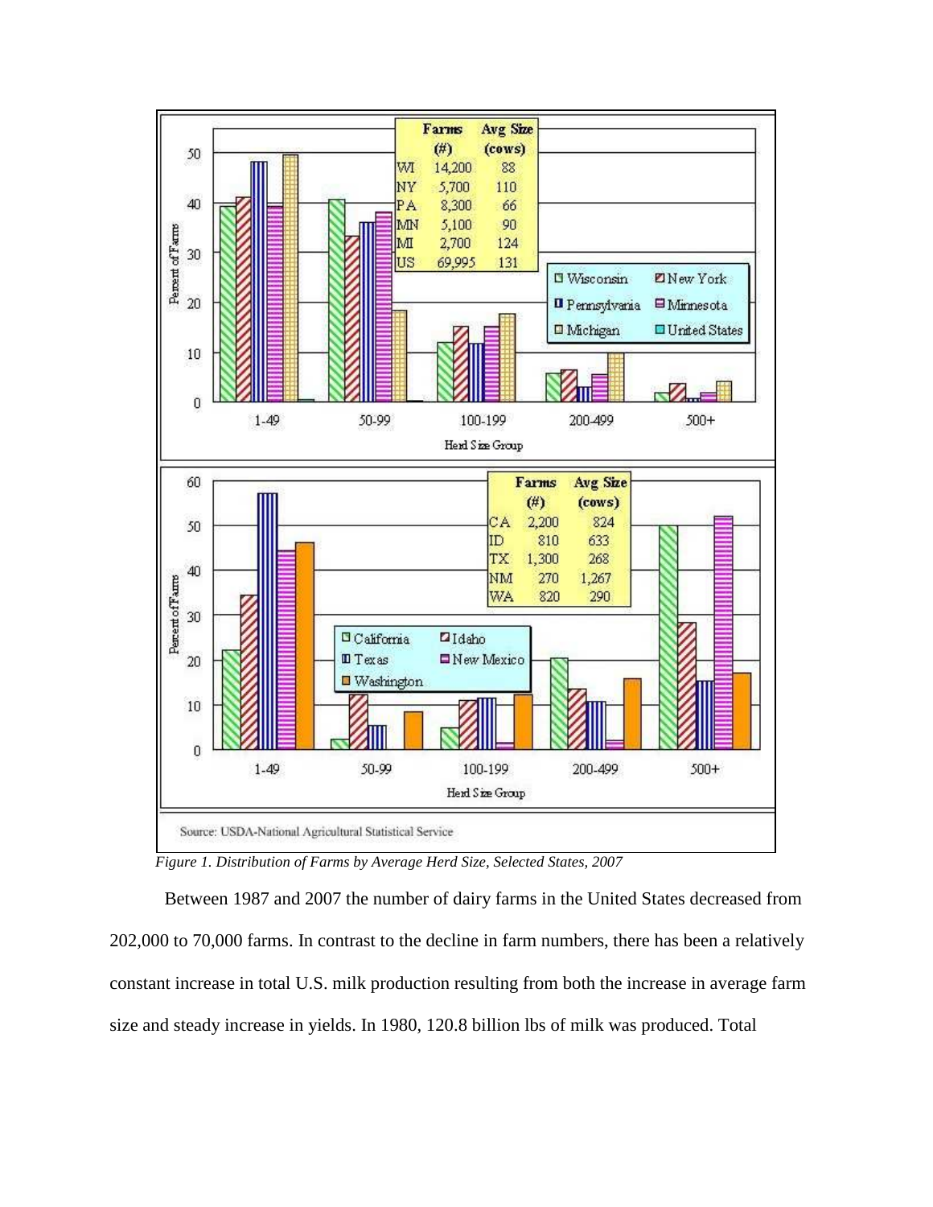*Figure 1. Distribution of Farms by Average Herd Size, Selected States, 2007*

Between 1987 and 2007 the number of dairy farms in the United States decreased from 202,000 to 70,000 farms. In contrast to the decline in farm numbers, there has been a relatively constant increase in total U.S. milk production resulting from both the increase in average farm size and steady increase in yields. In 1980, 120.8 billion lbs of milk was produced. Total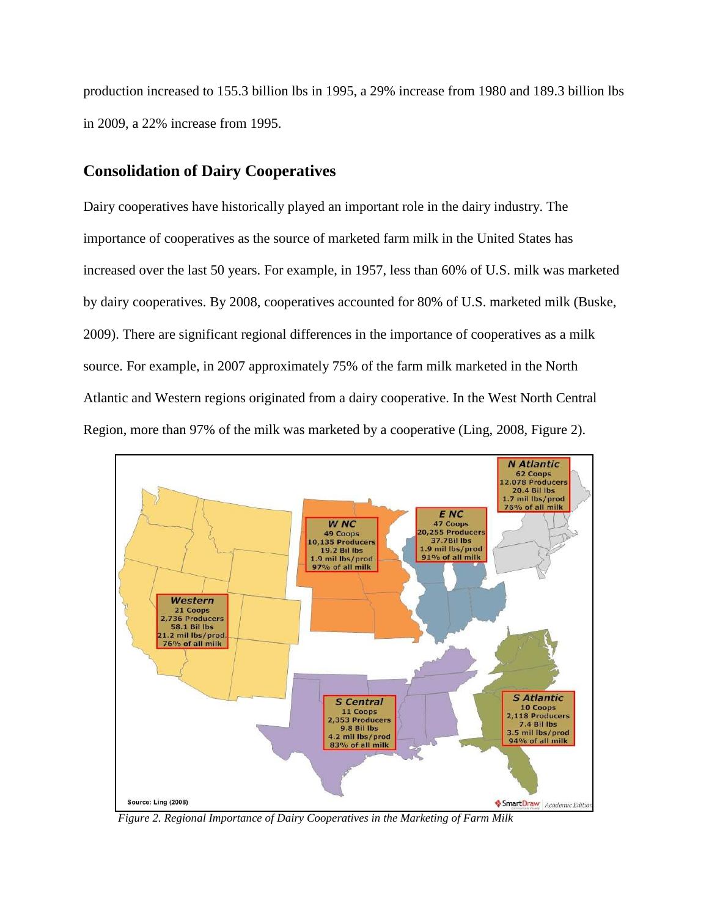production increased to 155.3 billion lbs in 1995, a 29% increase from 1980 and 189.3 billion lbs in 2009, a 22% increase from 1995.

## Consolidation of Dairy Cooperatives

Dairy cooperatives have historically played an important role in the dairy industry. The importance of cooperatives as the source of marketed farm milk in the United States has increased over the last 50 years. For example, in 1957, less than 60% of U.S. milk was marketed by dairy cooperatives. By 2008, cooperatives accounted for 80% of U.S. marketed milk (Buske, 2009). There are significant regional differences in the importance of cooperatives as a milk source. For example, in 2007 approximately 75% of the farm milk marketed in the North Atlantic and Western regions originated from a dairy cooperative. In the West North Central Region, more than 97% of the milk was marketed by a cooperative (Ling, 2008, Figure 2).

*Figure 2. Regional Importance of Dairy Cooperatives in the Marketing of Farm Milk*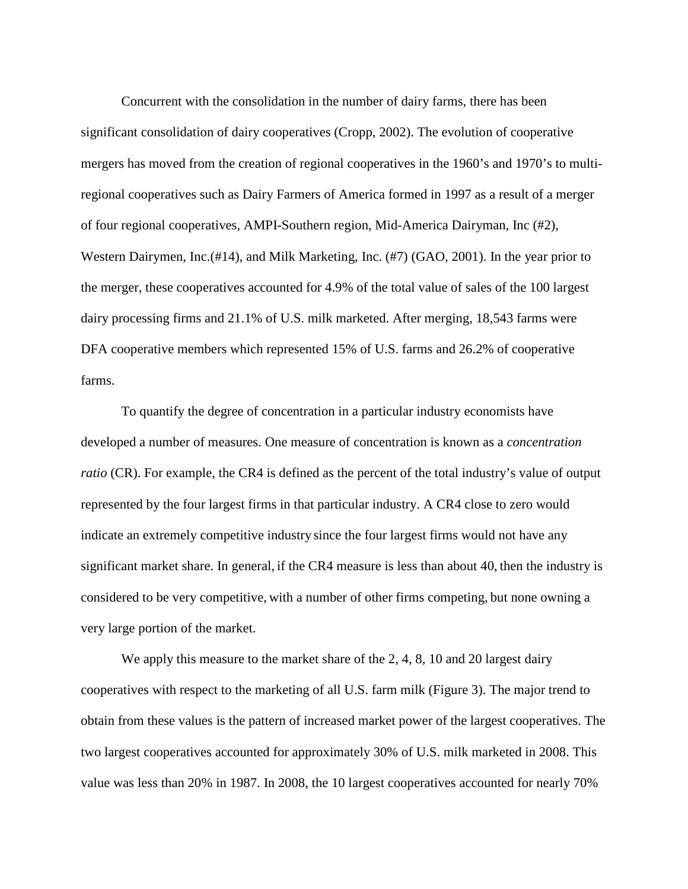Concurrent with the consolidation in the number of dairy farms, there has been significant consolidation of dairy cooperatives (Cropp, 2002). The evolution of cooperative mergers has moved from the creation of regional cooperatives in the 1960's and 1970's to multi-regional cooperatives such as Dairy Farmers of America formed in 1997 as a result of a merger of four regional cooperatives, AMPI-Southern region, Mid-America Dairyman, Inc (#2), Western Dairymen, Inc.(#14), and Milk Marketing, Inc. (#7) (GAO, 2001). In the year prior to the merger, these cooperatives accounted for 4.9% of the total value of sales of the 100 largest dairy processing firms and 21.1% of U.S. milk marketed. After merging, 18,543 farms were DFA cooperative members which represented 15% of U.S. farms and 26.2% of cooperative farms.

To quantify the degree of concentration in a particular industry economists have developed a number of measures. One measure of concentration is known as a *concentration ratio* (CR). For example, the CR4 is defined as the percent of the total industry's value of output represented by the four largest firms in that particular industry. A CR4 close to zero would indicate an extremely competitive industry since the four largest firms would not have any significant market share. In general, if the CR4 measure is less than about 40, then the industry is considered to be very competitive, with a number of other firms competing, but none owning a very large portion of the market.

We apply this measure to the market share of the 2, 4, 8, 10 and 20 largest dairy cooperatives with respect to the marketing of all U.S. farm milk (Figure 3). The major trend to obtain from these values is the pattern of increased market power of the largest cooperatives. The two largest cooperatives accounted for approximately 30% of U.S. milk marketed in 2008. This value was less than 20% in 1987. In 2008, the 10 largest cooperatives accounted for nearly 70%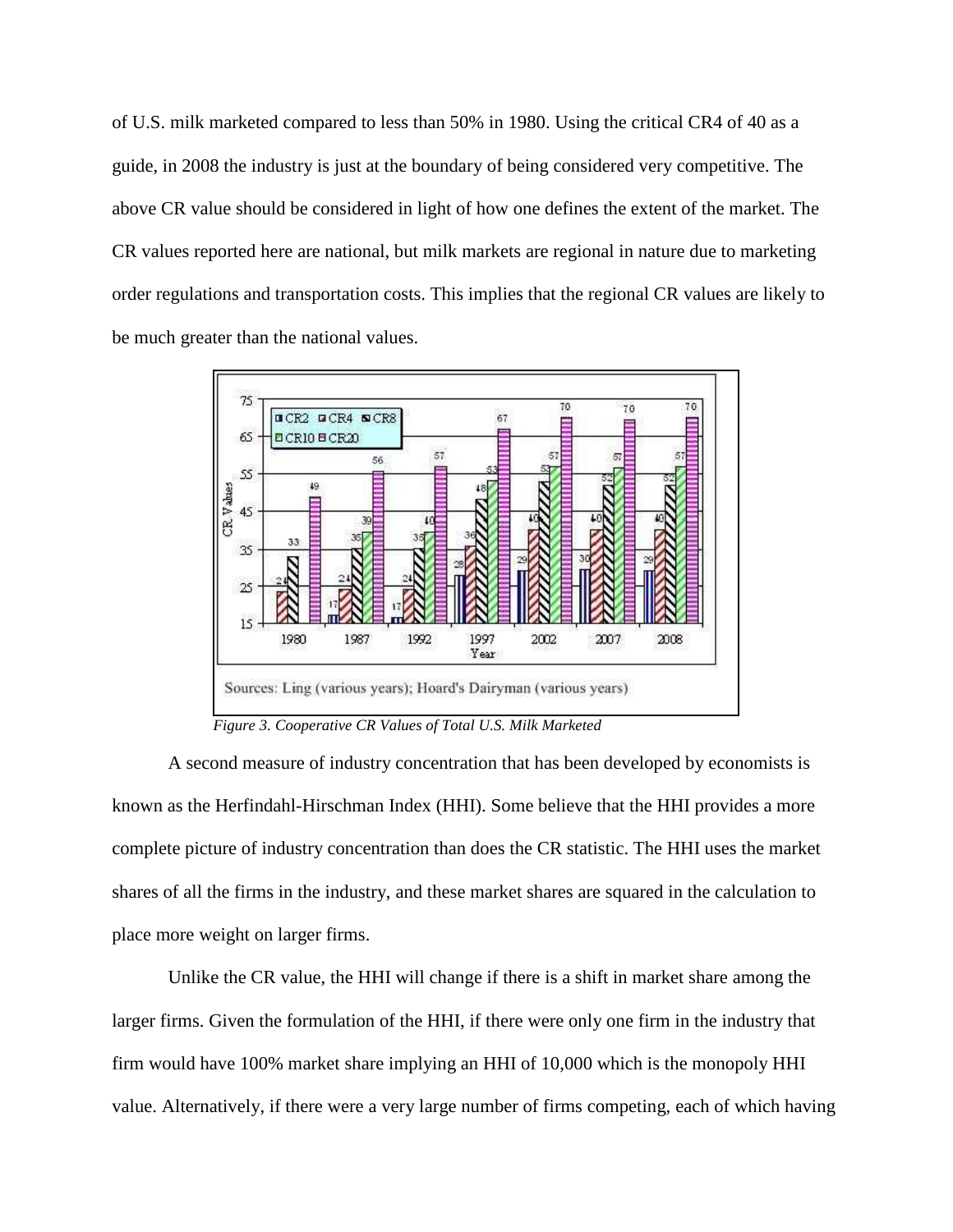of U.S. milk marketed compared to less than 50% in 1980. Using the critical CR4 of 40 as a guide, in 2008 the industry is just at the boundary of being considered very competitive. The above CR value should be considered in light of how one defines the extent of the market. The CR values reported here are national, but milk markets are regional in nature due to marketing order regulations and transportation costs. This implies that the regional CR values are likely to be much greater than the national values.

*Figure 3. Cooperative CR Values of Total U.S. Milk Marketed*

A second measure of industry concentration that has been developed by economists is known as the Herfindahl-Hirschman Index (HHI). Some believe that the HHI provides a more complete picture of industry concentration than does the CR statistic. The HHI uses the market shares of all the firms in the industry, and these market shares are squared in the calculation to place more weight on larger firms.

Unlike the CR value, the HHI will change if there is a shift in market share among the larger firms. Given the formulation of the HHI, if there were only one firm in the industry that firm would have 100% market share implying an HHI of 10,000 which is the monopoly HHI value. Alternatively, if there were a very large number of firms competing, each of which having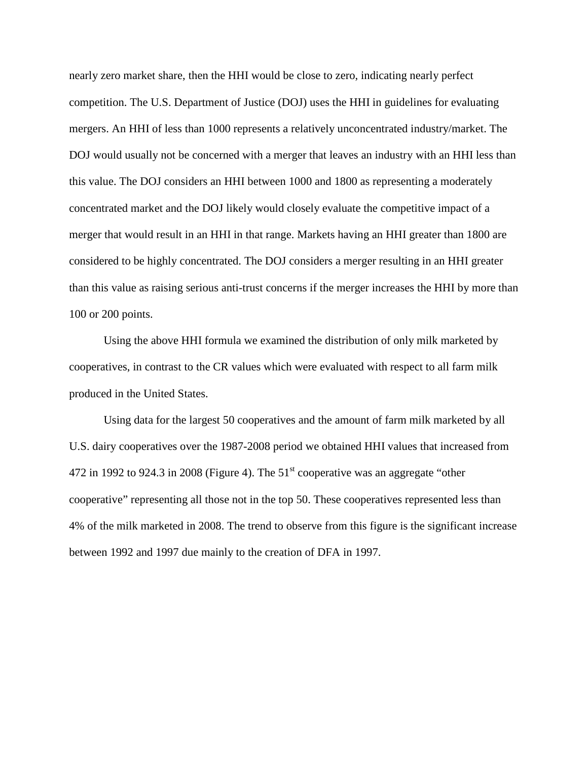nearly zero market share, then the HHI would be close to zero, indicating nearly perfect competition. The U.S. Department of Justice (DOJ) uses the HHI in guidelines for evaluating mergers. An HHI of less than 1000 represents a relatively unconcentrated industry/market. The DOJ would usually not be concerned with a merger that leaves an industry with an HHI less than this value. The DOJ considers an HHI between 1000 and 1800 as representing a moderately concentrated market and the DOJ likely would closely evaluate the competitive impact of a merger that would result in an HHI in that range. Markets having an HHI greater than 1800 are considered to be highly concentrated. The DOJ considers a merger resulting in an HHI greater than this value as raising serious anti-trust concerns if the merger increases the HHI by more than 100 or 200 points.

Using the above HHI formula we examined the distribution of only milk marketed by cooperatives, in contrast to the CR values which were evaluated with respect to all farm milk produced in the United States.

Using data for the largest 50 cooperatives and the amount of farm milk marketed by all U.S. dairy cooperatives over the 1987-2008 period we obtained HHI values that increased from 472 in 1992 to 924.3 in 2008 (Figure 4). The 51st cooperative was an aggregate "other cooperative" representing all those not in the top 50. These cooperatives represented less than 4% of the milk marketed in 2008. The trend to observe from this figure is the significant increase between 1992 and 1997 due mainly to the creation of DFA in 1997.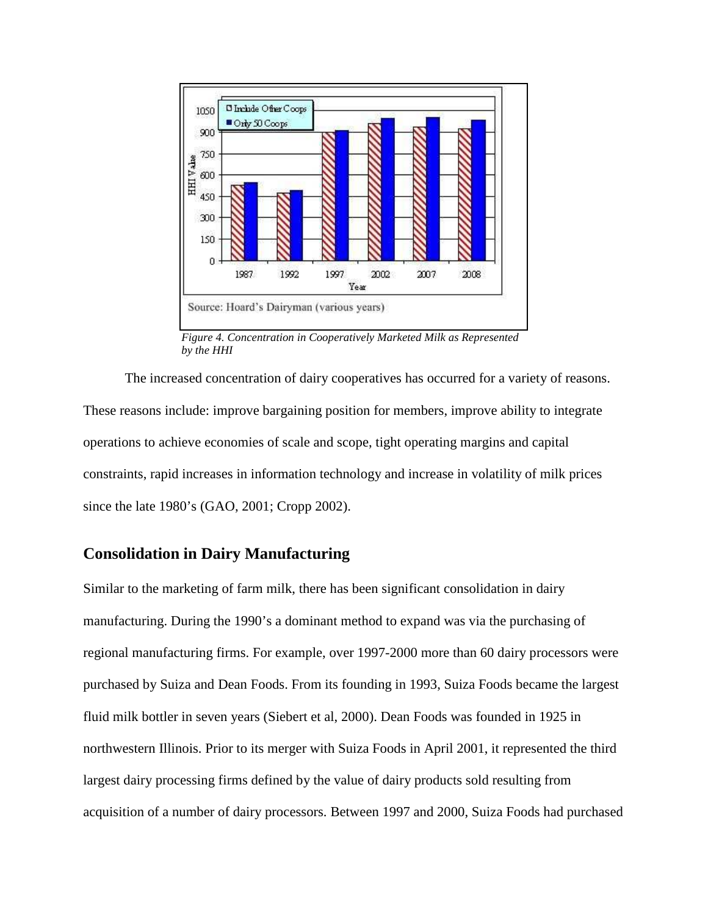Source: Hoard's Dairyman (various years)

*Figure 4. Concentration in Cooperatively Marketed Milk as Represented by the HHI*

The increased concentration of dairy cooperatives has occurred for a variety of reasons. These reasons include: improve bargaining position for members, improve ability to integrate operations to achieve economies of scale and scope, tight operating margins and capital constraints, rapid increases in information technology and increase in volatility of milk prices since the late 1980's (GAO, 2001; Cropp 2002).

## Consolidation in Dairy Manufacturing

Similar to the marketing of farm milk, there has been significant consolidation in dairy manufacturing. During the 1990's a dominant method to expand was via the purchasing of regional manufacturing firms. For example, over 1997-2000 more than 60 dairy processors were purchased by Suiza and Dean Foods. From its founding in 1993, Suiza Foods became the largest fluid milk bottler in seven years (Siebert et al, 2000). Dean Foods was founded in 1925 in northwestern Illinois. Prior to its merger with Suiza Foods in April 2001, it represented the third largest dairy processing firms defined by the value of dairy products sold resulting from acquisition of a number of dairy processors. Between 1997 and 2000, Suiza Foods had purchased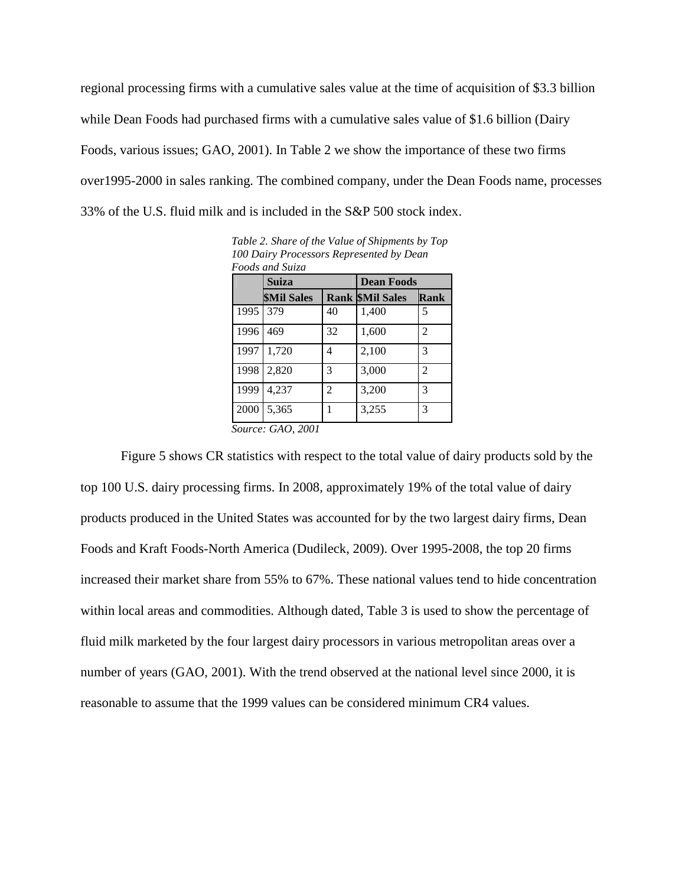regional processing firms with a cumulative sales value at the time of acquisition of $3.3 billion while Dean Foods had purchased firms with a cumulative sales value of $1.6 billion (Dairy Foods, various issues; GAO, 2001). In Table 2 we show the importance of these two firms over1995-2000 in sales ranking. The combined company, under the Dean Foods name, processes 33% of the U.S. fluid milk and is included in the S&P 500 stock index.

*Table 2. Share of the Value of Shipments by Top 100 Dairy Processors Represented by Dean Foods and Suiza*

| | Suiza | | Dean Foods | |
|---|---|---|---|---|
| | $Mil Sales | Rank | $Mil Sales | Rank |
| 1995 | 379 | 40 | 1,400 | 5 |
| 1996 | 469 | 32 | 1,600 | 2 |
| 1997 | 1,720 | 4 | 2,100 | 3 |
| 1998 | 2,820 | 3 | 3,000 | 2 |
| 1999 | 4,237 | 2 | 3,200 | 3 |
| 2000 | 5,365 | 1 | 3,255 | 3 |

*Source: GAO, 2001*

Figure 5 shows CR statistics with respect to the total value of dairy products sold by the top 100 U.S. dairy processing firms. In 2008, approximately 19% of the total value of dairy products produced in the United States was accounted for by the two largest dairy firms, Dean Foods and Kraft Foods-North America (Dudileck, 2009). Over 1995-2008, the top 20 firms increased their market share from 55% to 67%. These national values tend to hide concentration within local areas and commodities. Although dated, Table 3 is used to show the percentage of fluid milk marketed by the four largest dairy processors in various metropolitan areas over a number of years (GAO, 2001). With the trend observed at the national level since 2000, it is reasonable to assume that the 1999 values can be considered minimum CR4 values.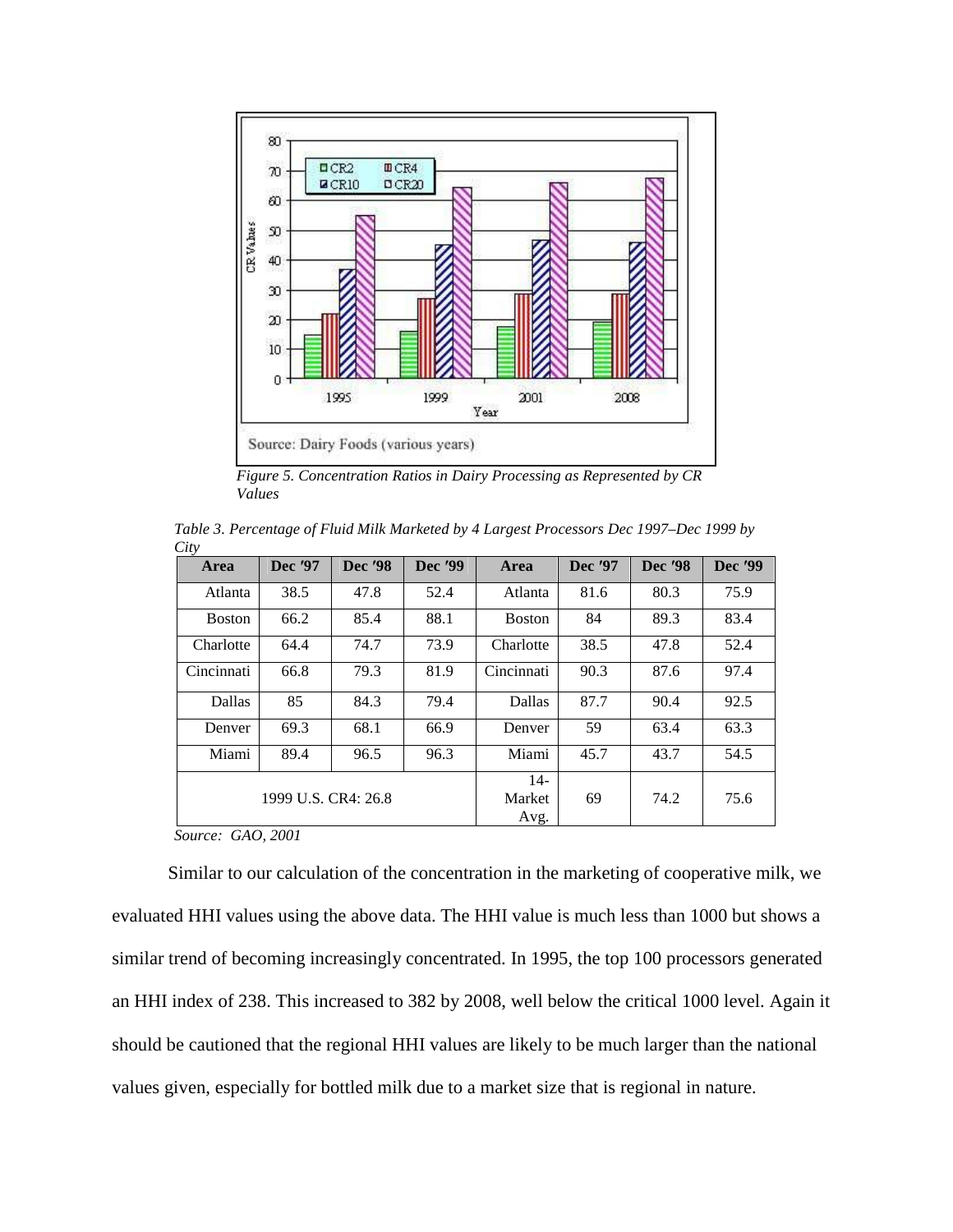Source: Dairy Foods (various years)

*Figure 5. Concentration Ratios in Dairy Processing as Represented by CR Values*

*Table 3. Percentage of Fluid Milk Marketed by 4 Largest Processors Dec 1997–Dec 1999 by City*

| Area | Dec '97 | Dec '98 | Dec '99 | Area | Dec '97 | Dec '98 | Dec '99 |
|---|---|---|---|---|---|---|---|
| Atlanta | 38.5 | 47.8 | 52.4 | Atlanta | 81.6 | 80.3 | 75.9 |
| Boston | 66.2 | 85.4 | 88.1 | Boston | 84 | 89.3 | 83.4 |
| Charlotte | 64.4 | 74.7 | 73.9 | Charlotte | 38.5 | 47.8 | 52.4 |
| Cincinnati | 66.8 | 79.3 | 81.9 | Cincinnati | 90.3 | 87.6 | 97.4 |
| Dallas | 85 | 84.3 | 79.4 | Dallas | 87.7 | 90.4 | 92.5 |
| Denver | 69.3 | 68.1 | 66.9 | Denver | 59 | 63.4 | 63.3 |
| Miami | 89.4 | 96.5 | 96.3 | Miami | 45.7 | 43.7 | 54.5 |
| 1999 U.S. CR4: 26.8 | | | | 14-Market Avg. | 69 | 74.2 | 75.6 |

*Source: GAO, 2001*

Similar to our calculation of the concentration in the marketing of cooperative milk, we evaluated HHI values using the above data. The HHI value is much less than 1000 but shows a similar trend of becoming increasingly concentrated. In 1995, the top 100 processors generated an HHI index of 238. This increased to 382 by 2008, well below the critical 1000 level. Again it should be cautioned that the regional HHI values are likely to be much larger than the national values given, especially for bottled milk due to a market size that is regional in nature.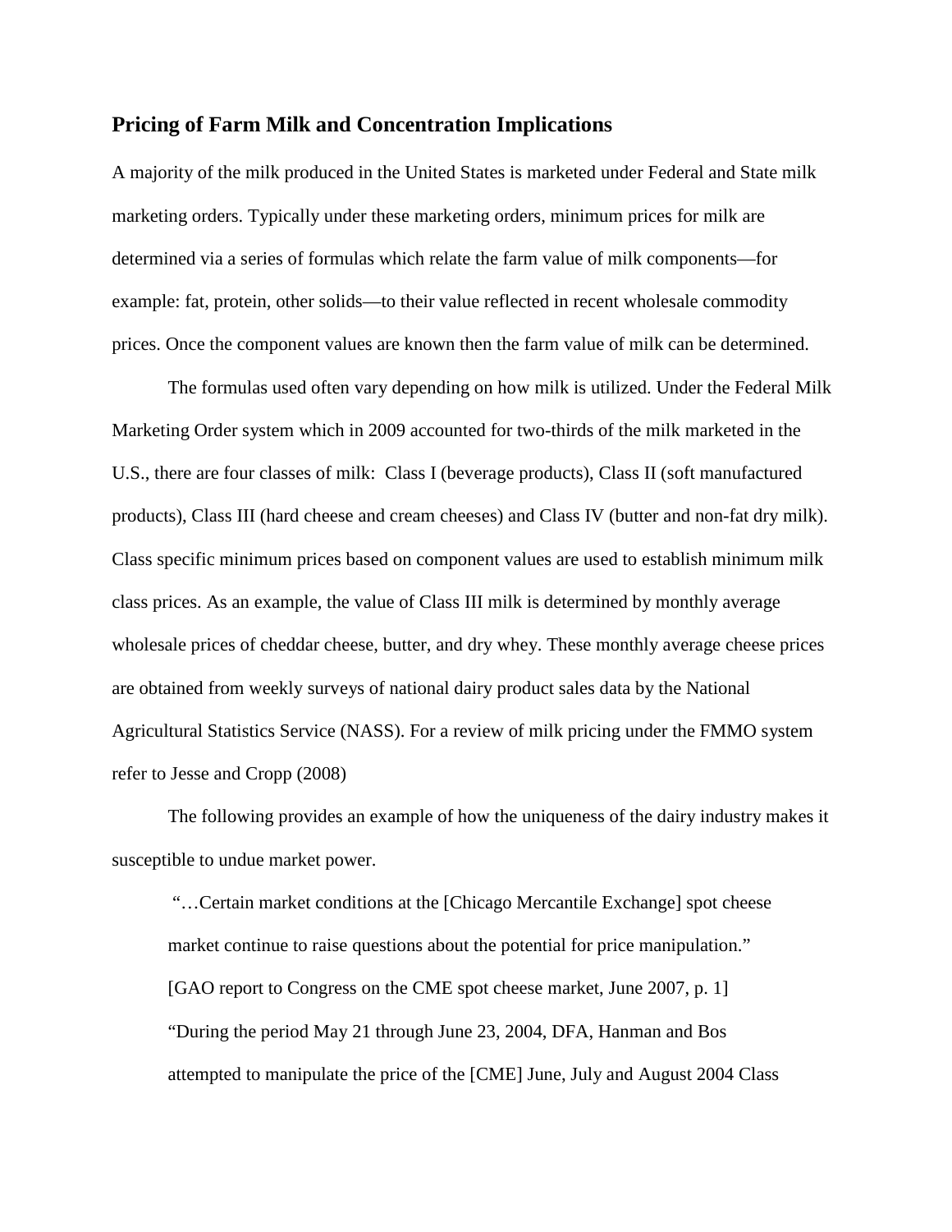## Pricing of Farm Milk and Concentration Implications

A majority of the milk produced in the United States is marketed under Federal and State milk marketing orders. Typically under these marketing orders, minimum prices for milk are determined via a series of formulas which relate the farm value of milk components—for example: fat, protein, other solids—to their value reflected in recent wholesale commodity prices. Once the component values are known then the farm value of milk can be determined.

The formulas used often vary depending on how milk is utilized. Under the Federal Milk Marketing Order system which in 2009 accounted for two-thirds of the milk marketed in the U.S., there are four classes of milk: Class I (beverage products), Class II (soft manufactured products), Class III (hard cheese and cream cheeses) and Class IV (butter and non-fat dry milk). Class specific minimum prices based on component values are used to establish minimum milk class prices. As an example, the value of Class III milk is determined by monthly average wholesale prices of cheddar cheese, butter, and dry whey. These monthly average cheese prices are obtained from weekly surveys of national dairy product sales data by the National Agricultural Statistics Service (NASS). For a review of milk pricing under the FMMO system refer to Jesse and Cropp (2008)

The following provides an example of how the uniqueness of the dairy industry makes it susceptible to undue market power.

> "…Certain market conditions at the [Chicago Mercantile Exchange] spot cheese market continue to raise questions about the potential for price manipulation." [GAO report to Congress on the CME spot cheese market, June 2007, p. 1]
>
> "During the period May 21 through June 23, 2004, DFA, Hanman and Bos attempted to manipulate the price of the [CME] June, July and August 2004 Class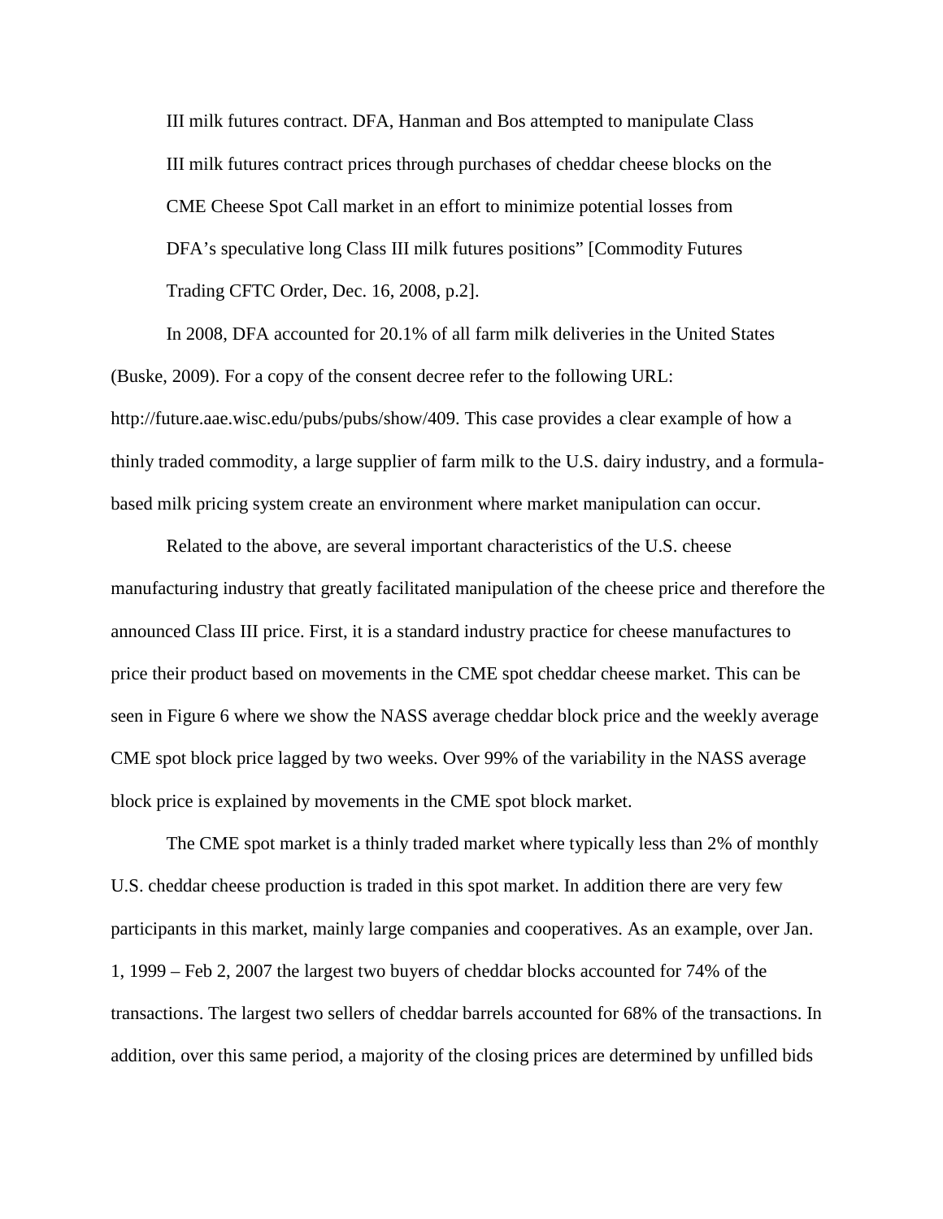> III milk futures contract. DFA, Hanman and Bos attempted to manipulate Class III milk futures contract prices through purchases of cheddar cheese blocks on the CME Cheese Spot Call market in an effort to minimize potential losses from DFA's speculative long Class III milk futures positions" [Commodity Futures Trading CFTC Order, Dec. 16, 2008, p.2].

In 2008, DFA accounted for 20.1% of all farm milk deliveries in the United States (Buske, 2009). For a copy of the consent decree refer to the following URL: http://future.aae.wisc.edu/pubs/pubs/show/409. This case provides a clear example of how a thinly traded commodity, a large supplier of farm milk to the U.S. dairy industry, and a formula-based milk pricing system create an environment where market manipulation can occur.

Related to the above, are several important characteristics of the U.S. cheese manufacturing industry that greatly facilitated manipulation of the cheese price and therefore the announced Class III price. First, it is a standard industry practice for cheese manufactures to price their product based on movements in the CME spot cheddar cheese market. This can be seen in Figure 6 where we show the NASS average cheddar block price and the weekly average CME spot block price lagged by two weeks. Over 99% of the variability in the NASS average block price is explained by movements in the CME spot block market.

The CME spot market is a thinly traded market where typically less than 2% of monthly U.S. cheddar cheese production is traded in this spot market. In addition there are very few participants in this market, mainly large companies and cooperatives. As an example, over Jan. 1, 1999 – Feb 2, 2007 the largest two buyers of cheddar blocks accounted for 74% of the transactions. The largest two sellers of cheddar barrels accounted for 68% of the transactions. In addition, over this same period, a majority of the closing prices are determined by unfilled bids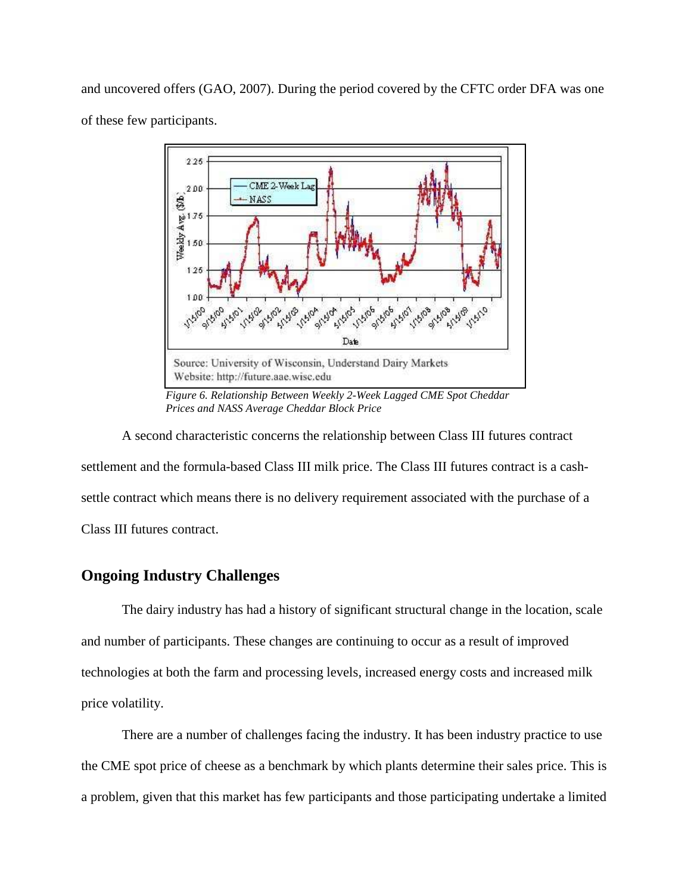and uncovered offers (GAO, 2007). During the period covered by the CFTC order DFA was one of these few participants.

*Figure 6. Relationship Between Weekly 2-Week Lagged CME Spot Cheddar Prices and NASS Average Cheddar Block Price*

A second characteristic concerns the relationship between Class III futures contract settlement and the formula-based Class III milk price. The Class III futures contract is a cash-settle contract which means there is no delivery requirement associated with the purchase of a Class III futures contract.

## Ongoing Industry Challenges

The dairy industry has had a history of significant structural change in the location, scale and number of participants. These changes are continuing to occur as a result of improved technologies at both the farm and processing levels, increased energy costs and increased milk price volatility.

There are a number of challenges facing the industry. It has been industry practice to use the CME spot price of cheese as a benchmark by which plants determine their sales price. This is a problem, given that this market has few participants and those participating undertake a limited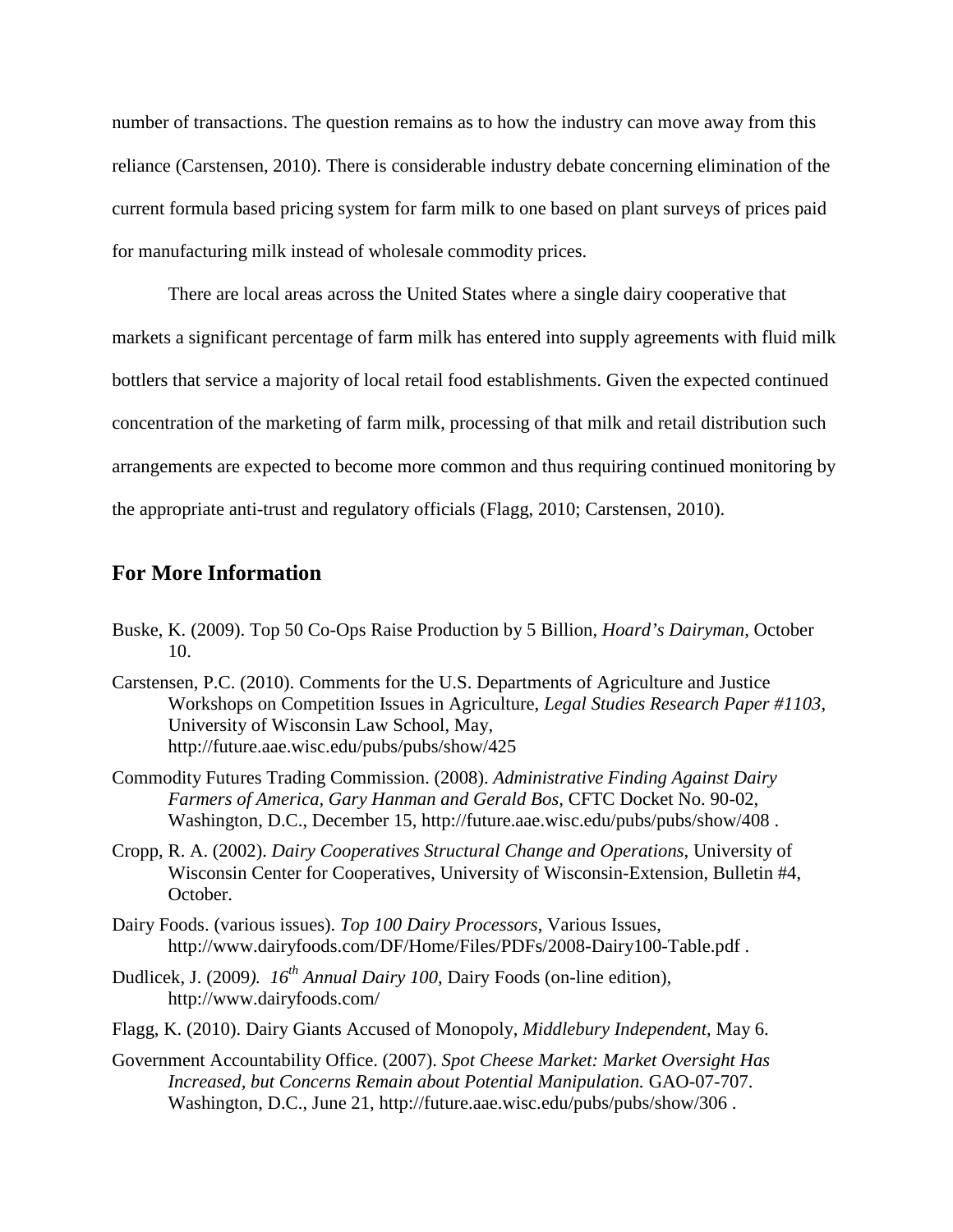number of transactions. The question remains as to how the industry can move away from this reliance (Carstensen, 2010). There is considerable industry debate concerning elimination of the current formula based pricing system for farm milk to one based on plant surveys of prices paid for manufacturing milk instead of wholesale commodity prices.

There are local areas across the United States where a single dairy cooperative that markets a significant percentage of farm milk has entered into supply agreements with fluid milk bottlers that service a majority of local retail food establishments. Given the expected continued concentration of the marketing of farm milk, processing of that milk and retail distribution such arrangements are expected to become more common and thus requiring continued monitoring by the appropriate anti-trust and regulatory officials (Flagg, 2010; Carstensen, 2010).

## For More Information

Buske, K. (2009). Top 50 Co-Ops Raise Production by 5 Billion, *Hoard's Dairyman*, October 10.

Carstensen, P.C. (2010). Comments for the U.S. Departments of Agriculture and Justice Workshops on Competition Issues in Agriculture, *Legal Studies Research Paper #1103*, University of Wisconsin Law School, May, http://future.aae.wisc.edu/pubs/pubs/show/425

Commodity Futures Trading Commission. (2008). *Administrative Finding Against Dairy Farmers of America, Gary Hanman and Gerald Bos*, CFTC Docket No. 90-02, Washington, D.C., December 15, http://future.aae.wisc.edu/pubs/pubs/show/408 .

Cropp, R. A. (2002). *Dairy Cooperatives Structural Change and Operations*, University of Wisconsin Center for Cooperatives, University of Wisconsin-Extension, Bulletin #4, October.

Dairy Foods. (various issues). *Top 100 Dairy Processors*, Various Issues, http://www.dairyfoods.com/DF/Home/Files/PDFs/2008-Dairy100-Table.pdf .

Dudlicek, J. (2009*). 16th Annual Dairy 100*, Dairy Foods (on-line edition), http://www.dairyfoods.com/

Flagg, K. (2010). Dairy Giants Accused of Monopoly, *Middlebury Independent*, May 6.

Government Accountability Office. (2007). *Spot Cheese Market: Market Oversight Has Increased, but Concerns Remain about Potential Manipulation.* GAO-07-707. Washington, D.C., June 21, http://future.aae.wisc.edu/pubs/pubs/show/306 .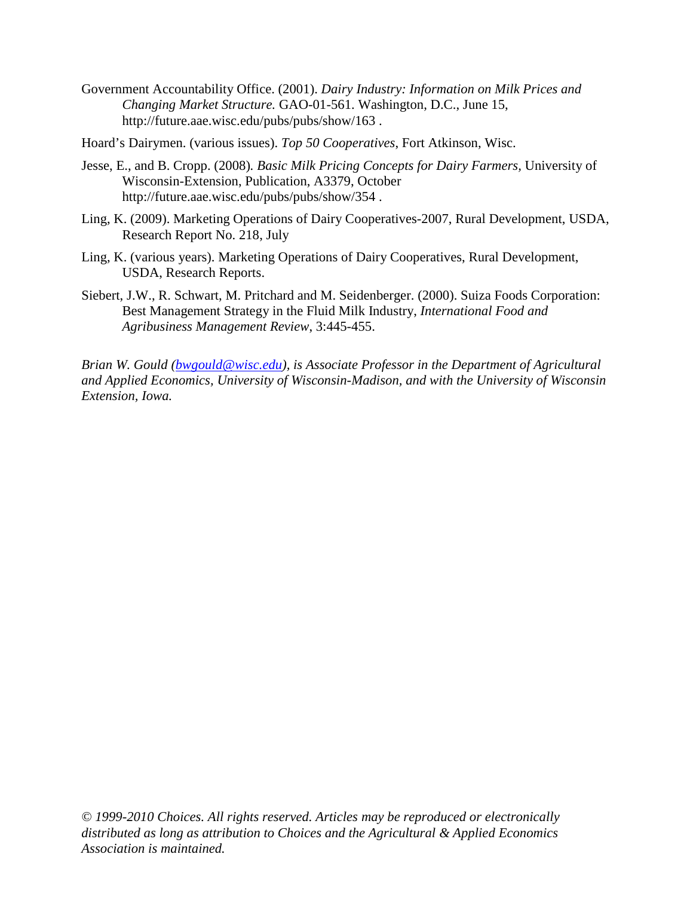Government Accountability Office. (2001). *Dairy Industry: Information on Milk Prices and Changing Market Structure.* GAO-01-561. Washington, D.C., June 15, http://future.aae.wisc.edu/pubs/pubs/show/163 .

Hoard's Dairymen. (various issues). *Top 50 Cooperatives*, Fort Atkinson, Wisc.

Jesse, E., and B. Cropp. (2008). *Basic Milk Pricing Concepts for Dairy Farmers,* University of Wisconsin-Extension, Publication, A3379, October http://future.aae.wisc.edu/pubs/pubs/show/354 .

Ling, K. (2009). Marketing Operations of Dairy Cooperatives-2007, Rural Development, USDA, Research Report No. 218, July

Ling, K. (various years). Marketing Operations of Dairy Cooperatives, Rural Development, USDA, Research Reports.

Siebert, J.W., R. Schwart, M. Pritchard and M. Seidenberger. (2000). Suiza Foods Corporation: Best Management Strategy in the Fluid Milk Industry, *International Food and Agribusiness Management Review*, 3:445-455.

*Brian W. Gould (bwgould@wisc.edu), is Associate Professor in the Department of Agricultural and Applied Economics, University of Wisconsin-Madison, and with the University of Wisconsin Extension, Iowa.*

*© 1999-2010 Choices. All rights reserved. Articles may be reproduced or electronically distributed as long as attribution to Choices and the Agricultural & Applied Economics Association is maintained.*